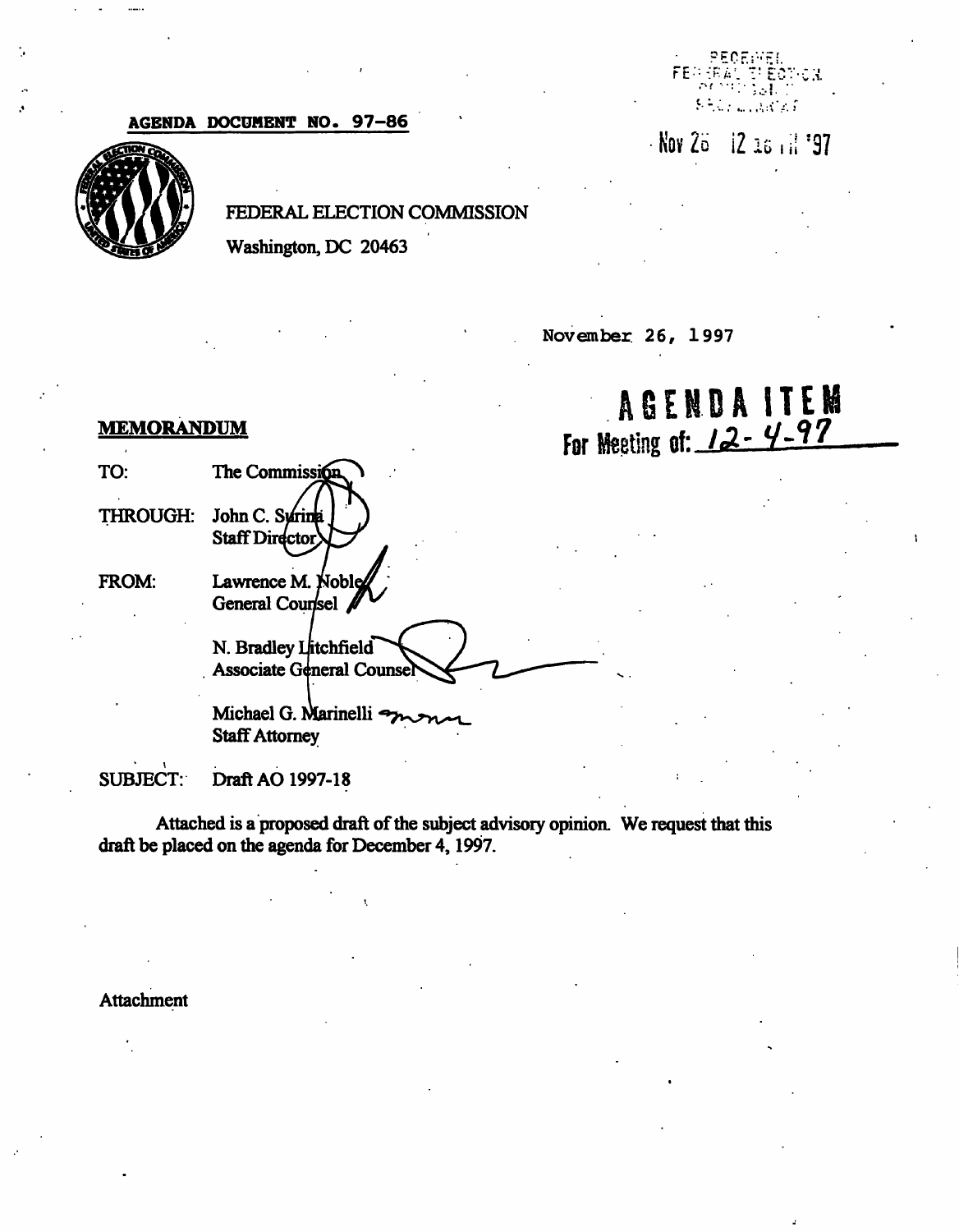**AGENDA DOCUMENT NO. 97-86**

RECEIVED
FEDERAL ELECTION COMMISSION
SECRETARIAT

Nov 26 12 16 PM '97

FEDERAL ELECTION COMMISSION

Washington, DC 20463

November 26, 1997

# AGENDA ITEM
For Meeting of: 12-4-97

**MEMORANDUM**

TO: The Commission

THROUGH: John C. Surina
Staff Director

FROM: Lawrence M. Noble
General Counsel

N. Bradley Litchfield
Associate General Counsel

Michael G. Marinelli
Staff Attorney

SUBJECT: Draft AO 1997-18

Attached is a proposed draft of the subject advisory opinion. We request that this draft be placed on the agenda for December 4, 1997.

Attachment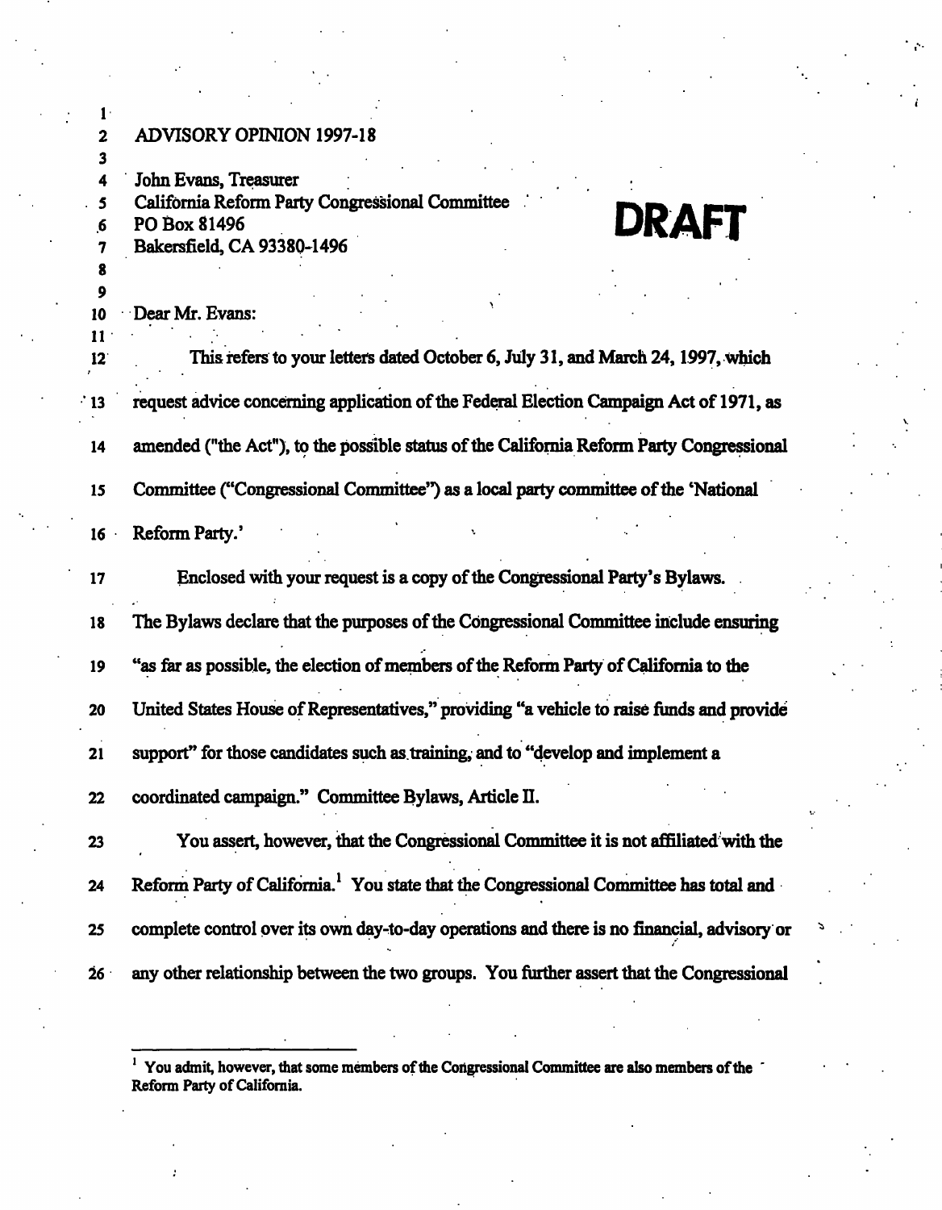## ADVISORY OPINION 1997-18

**DRAFT**

John Evans, Treasurer
California Reform Party Congressional Committee
PO Box 81496
Bakersfield, CA 93380-1496

Dear Mr. Evans:

This refers to your letters dated October 6, July 31, and March 24, 1997, which request advice concerning application of the Federal Election Campaign Act of 1971, as amended ("the Act"), to the possible status of the California Reform Party Congressional Committee ("Congressional Committee") as a local party committee of the 'National Reform Party.'

Enclosed with your request is a copy of the Congressional Party's Bylaws. The Bylaws declare that the purposes of the Congressional Committee include ensuring "as far as possible, the election of members of the Reform Party of California to the United States House of Representatives," providing "a vehicle to raise funds and provide support" for those candidates such as training, and to "develop and implement a coordinated campaign." Committee Bylaws, Article II.

You assert, however, that the Congressional Committee it is not affiliated with the Reform Party of California.[1] You state that the Congressional Committee has total and complete control over its own day-to-day operations and there is no financial, advisory or any other relationship between the two groups. You further assert that the Congressional

[1] You admit, however, that some members of the Congressional Committee are also members of the Reform Party of California.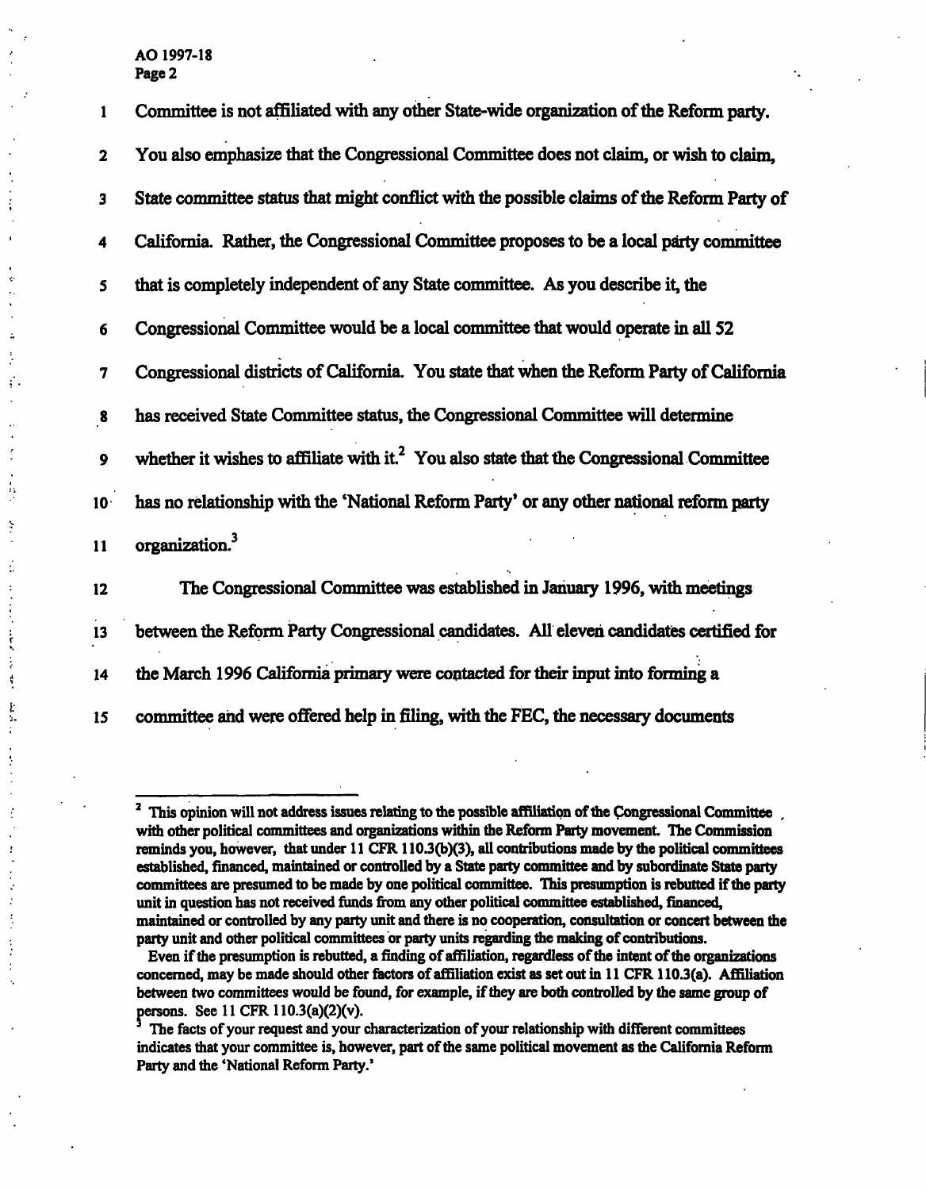Committee is not affiliated with any other State-wide organization of the Reform party. You also emphasize that the Congressional Committee does not claim, or wish to claim, State committee status that might conflict with the possible claims of the Reform Party of California. Rather, the Congressional Committee proposes to be a local party committee that is completely independent of any State committee. As you describe it, the Congressional Committee would be a local committee that would operate in all 52 Congressional districts of California. You state that when the Reform Party of California has received State Committee status, the Congressional Committee will determine whether it wishes to affiliate with it.[2] You also state that the Congressional Committee has no relationship with the 'National Reform Party' or any other national reform party organization.[3]

The Congressional Committee was established in January 1996, with meetings between the Reform Party Congressional candidates. All eleven candidates certified for the March 1996 California primary were contacted for their input into forming a committee and were offered help in filing, with the FEC, the necessary documents

---

[2] This opinion will not address issues relating to the possible affiliation of the Congressional Committee with other political committees and organizations within the Reform Party movement. The Commission reminds you, however, that under 11 CFR 110.3(b)(3), all contributions made by the political committees established, financed, maintained or controlled by a State party committee and by subordinate State party committees are presumed to be made by one political committee. This presumption is rebutted if the party unit in question has not received funds from any other political committee established, financed, maintained or controlled by any party unit and there is no cooperation, consultation or concert between the party unit and other political committees or party units regarding the making of contributions.

Even if the presumption is rebutted, a finding of affiliation, regardless of the intent of the organizations concerned, may be made should other factors of affiliation exist as set out in 11 CFR 110.3(a). Affiliation between two committees would be found, for example, if they are both controlled by the same group of persons. See 11 CFR 110.3(a)(2)(v).

[3] The facts of your request and your characterization of your relationship with different committees indicates that your committee is, however, part of the same political movement as the California Reform Party and the 'National Reform Party.'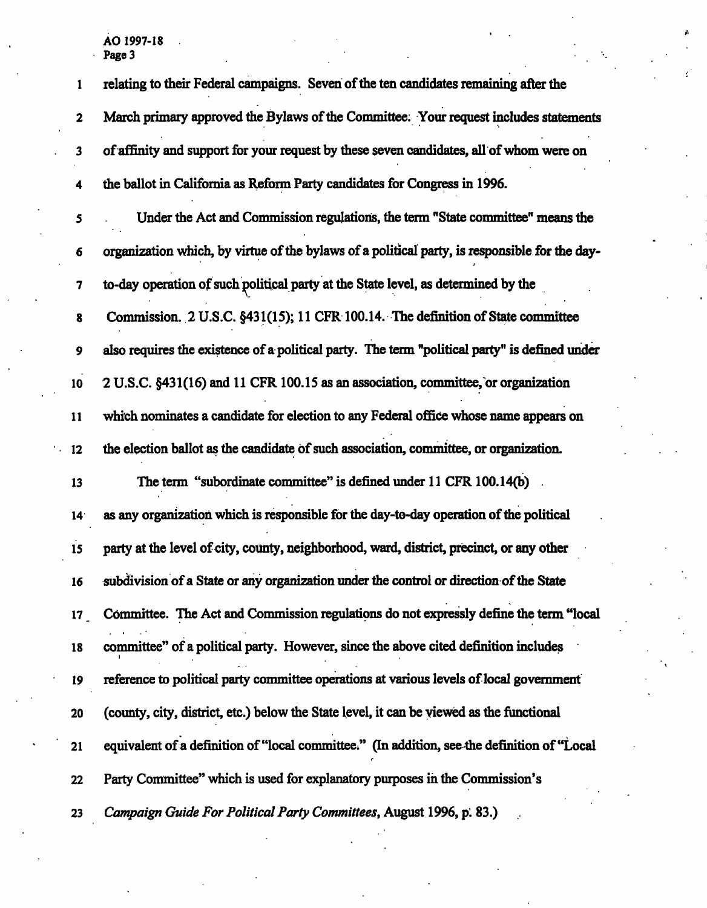relating to their Federal campaigns. Seven of the ten candidates remaining after the March primary approved the Bylaws of the Committee. Your request includes statements of affinity and support for your request by these seven candidates, all of whom were on the ballot in California as Reform Party candidates for Congress in 1996.

Under the Act and Commission regulations, the term "State committee" means the organization which, by virtue of the bylaws of a political party, is responsible for the day-to-day operation of such political party at the State level, as determined by the Commission. 2 U.S.C. §431(15); 11 CFR 100.14. The definition of State committee also requires the existence of a political party. The term "political party" is defined under 2 U.S.C. §431(16) and 11 CFR 100.15 as an association, committee, or organization which nominates a candidate for election to any Federal office whose name appears on the election ballot as the candidate of such association, committee, or organization.

The term "subordinate committee" is defined under 11 CFR 100.14(b) as any organization which is responsible for the day-to-day operation of the political party at the level of city, county, neighborhood, ward, district, precinct, or any other subdivision of a State or any organization under the control or direction of the State Committee. The Act and Commission regulations do not expressly define the term "local committee" of a political party. However, since the above cited definition includes reference to political party committee operations at various levels of local government (county, city, district, etc.) below the State level, it can be viewed as the functional equivalent of a definition of "local committee." (In addition, see the definition of "Local Party Committee" which is used for explanatory purposes in the Commission's *Campaign Guide For Political Party Committees*, August 1996, p. 83.)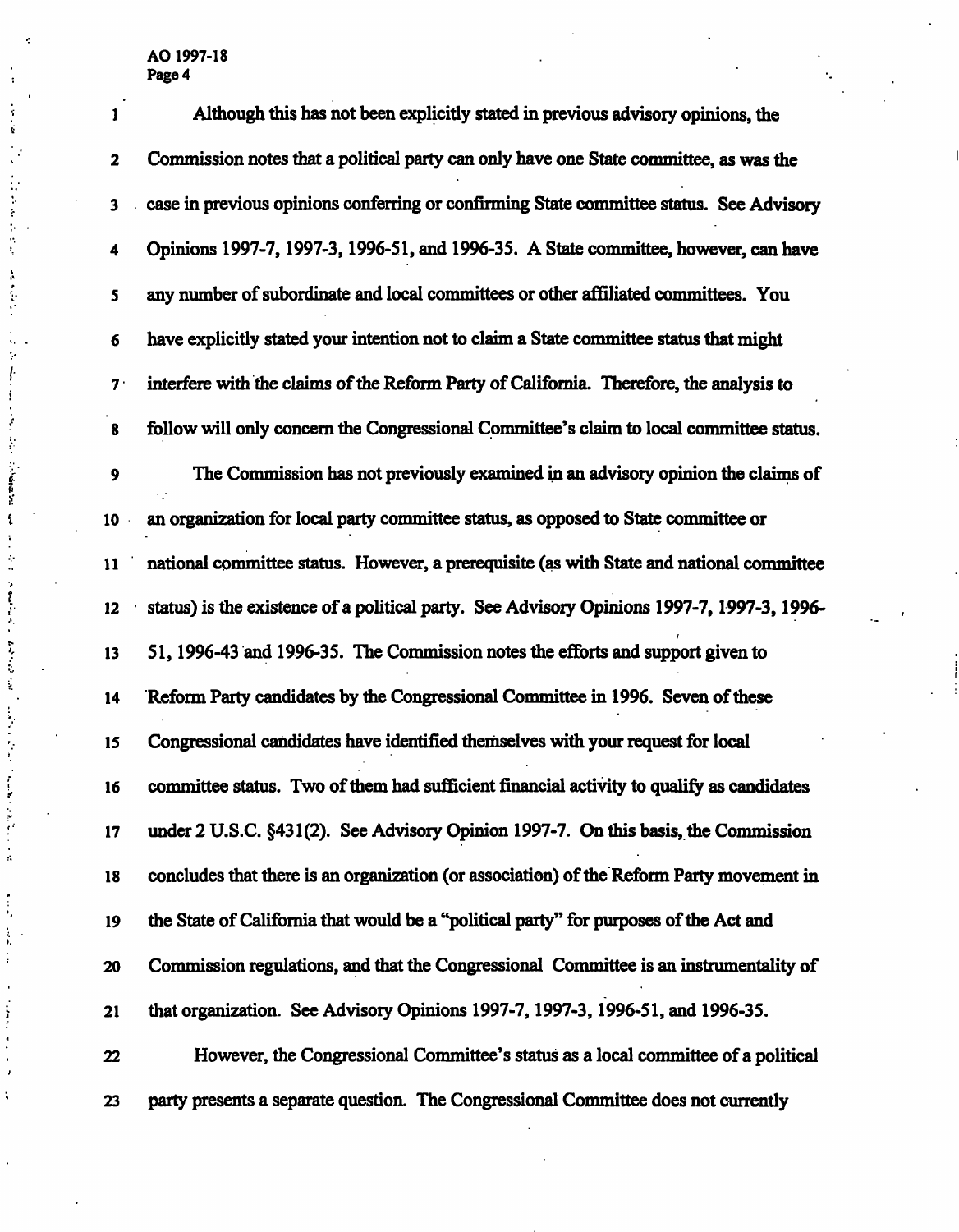Although this has not been explicitly stated in previous advisory opinions, the Commission notes that a political party can only have one State committee, as was the case in previous opinions conferring or confirming State committee status. See Advisory Opinions 1997-7, 1997-3, 1996-51, and 1996-35. A State committee, however, can have any number of subordinate and local committees or other affiliated committees. You have explicitly stated your intention not to claim a State committee status that might interfere with the claims of the Reform Party of California. Therefore, the analysis to follow will only concern the Congressional Committee's claim to local committee status.

The Commission has not previously examined in an advisory opinion the claims of an organization for local party committee status, as opposed to State committee or national committee status. However, a prerequisite (as with State and national committee status) is the existence of a political party. See Advisory Opinions 1997-7, 1997-3, 1996-51, 1996-43 and 1996-35. The Commission notes the efforts and support given to Reform Party candidates by the Congressional Committee in 1996. Seven of these Congressional candidates have identified themselves with your request for local committee status. Two of them had sufficient financial activity to qualify as candidates under 2 U.S.C. §431(2). See Advisory Opinion 1997-7. On this basis, the Commission concludes that there is an organization (or association) of the Reform Party movement in the State of California that would be a "political party" for purposes of the Act and Commission regulations, and that the Congressional Committee is an instrumentality of that organization. See Advisory Opinions 1997-7, 1997-3, 1996-51, and 1996-35.

However, the Congressional Committee's status as a local committee of a political party presents a separate question. The Congressional Committee does not currently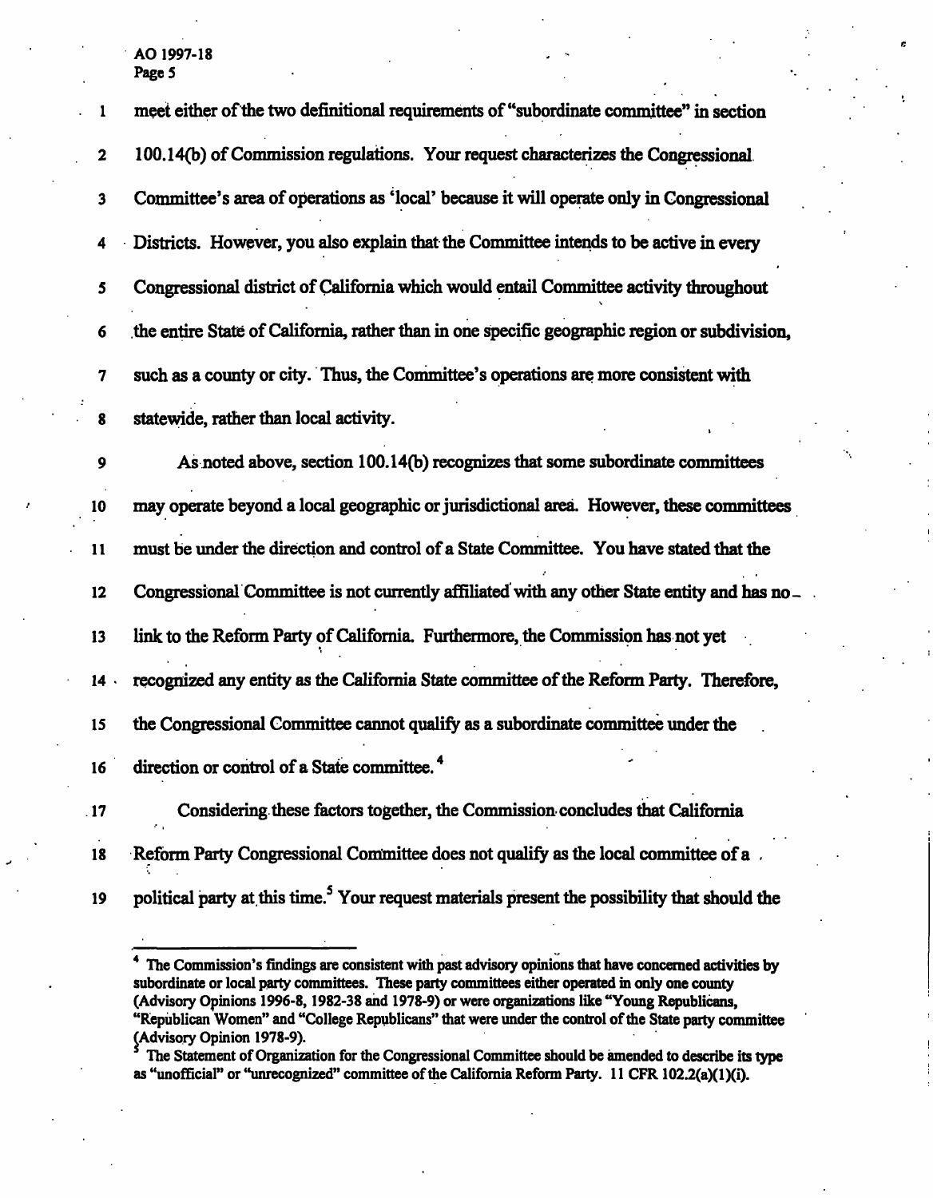meet either of the two definitional requirements of "subordinate committee" in section 100.14(b) of Commission regulations. Your request characterizes the Congressional Committee's area of operations as 'local' because it will operate only in Congressional Districts. However, you also explain that the Committee intends to be active in every Congressional district of California which would entail Committee activity throughout the entire State of California, rather than in one specific geographic region or subdivision, such as a county or city. Thus, the Committee's operations are more consistent with statewide, rather than local activity.

As noted above, section 100.14(b) recognizes that some subordinate committees may operate beyond a local geographic or jurisdictional area. However, these committees must be under the direction and control of a State Committee. You have stated that the Congressional Committee is not currently affiliated with any other State entity and has no link to the Reform Party of California. Furthermore, the Commission has not yet recognized any entity as the California State committee of the Reform Party. Therefore, the Congressional Committee cannot qualify as a subordinate committee under the direction or control of a State committee.[4]

Considering these factors together, the Commission concludes that California Reform Party Congressional Committee does not qualify as the local committee of a political party at this time.[5] Your request materials present the possibility that should the

---

[4] The Commission's findings are consistent with past advisory opinions that have concerned activities by subordinate or local party committees. These party committees either operated in only one county (Advisory Opinions 1996-8, 1982-38 and 1978-9) or were organizations like "Young Republicans, "Republican Women" and "College Republicans" that were under the control of the State party committee (Advisory Opinion 1978-9).

[5] The Statement of Organization for the Congressional Committee should be amended to describe its type as "unofficial" or "unrecognized" committee of the California Reform Party. 11 CFR 102.2(a)(1)(i).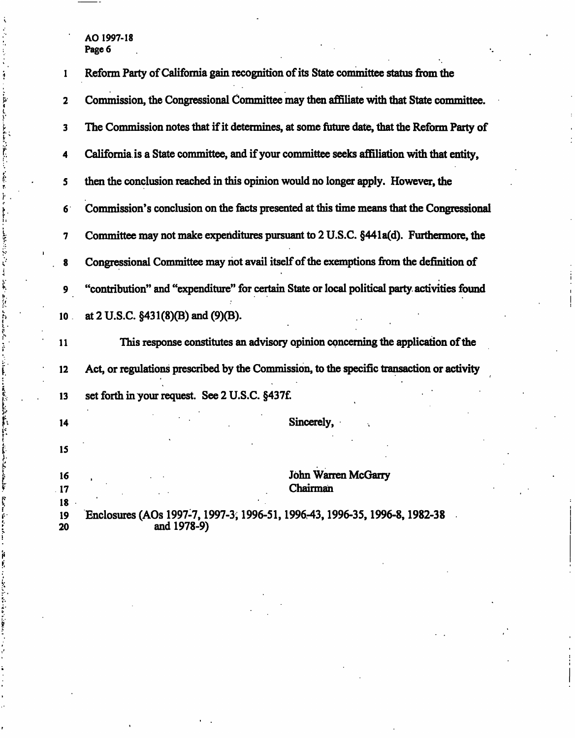Reform Party of California gain recognition of its State committee status from the Commission, the Congressional Committee may then affiliate with that State committee. The Commission notes that if it determines, at some future date, that the Reform Party of California is a State committee, and if your committee seeks affiliation with that entity, then the conclusion reached in this opinion would no longer apply. However, the Commission's conclusion on the facts presented at this time means that the Congressional Committee may not make expenditures pursuant to 2 U.S.C. §441a(d). Furthermore, the Congressional Committee may not avail itself of the exemptions from the definition of "contribution" and "expenditure" for certain State or local political party activities found at 2 U.S.C. §431(8)(B) and (9)(B).

This response constitutes an advisory opinion concerning the application of the Act, or regulations prescribed by the Commission, to the specific transaction or activity set forth in your request. See 2 U.S.C. §437f.

Sincerely,

John Warren McGarry
Chairman

Enclosures (AOs 1997-7, 1997-3, 1996-51, 1996-43, 1996-35, 1996-8, 1982-38 and 1978-9)